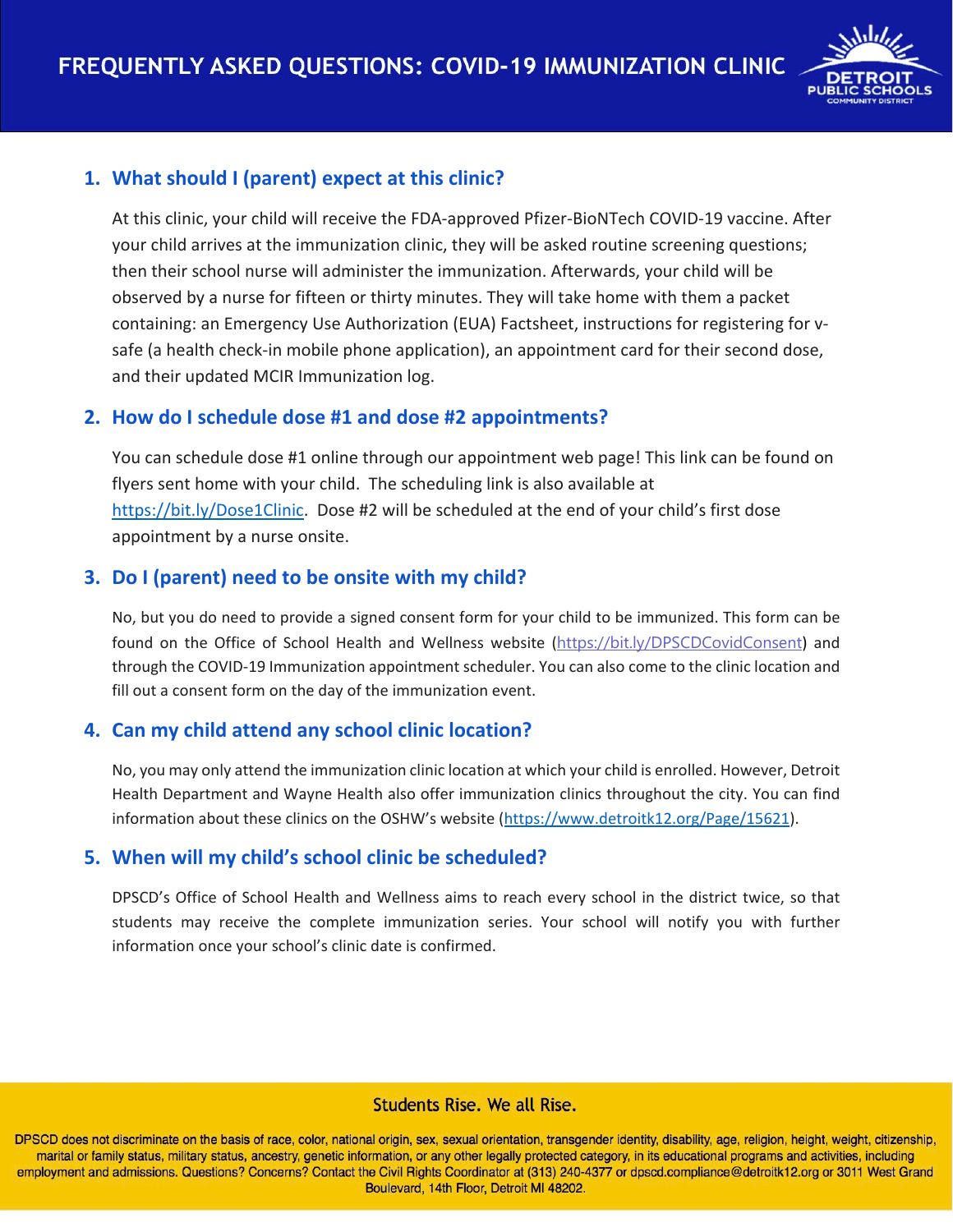# FREQUENTLY ASKED QUESTIONS: COVID-19 IMMUNIZATION CLINIC

## 1. What should I (parent) expect at this clinic?

At this clinic, your child will receive the FDA-approved Pfizer-BioNTech COVID-19 vaccine. After your child arrives at the immunization clinic, they will be asked routine screening questions; then their school nurse will administer the immunization. Afterwards, your child will be observed by a nurse for fifteen or thirty minutes. They will take home with them a packet containing: an Emergency Use Authorization (EUA) Factsheet, instructions for registering for v-safe (a health check-in mobile phone application), an appointment card for their second dose, and their updated MCIR Immunization log.

## 2. How do I schedule dose #1 and dose #2 appointments?

You can schedule dose #1 online through our appointment web page! This link can be found on flyers sent home with your child. The scheduling link is also available at https://bit.ly/Dose1Clinic. Dose #2 will be scheduled at the end of your child's first dose appointment by a nurse onsite.

## 3. Do I (parent) need to be onsite with my child?

No, but you do need to provide a signed consent form for your child to be immunized. This form can be found on the Office of School Health and Wellness website (https://bit.ly/DPSCDCovidConsent) and through the COVID-19 Immunization appointment scheduler. You can also come to the clinic location and fill out a consent form on the day of the immunization event.

## 4. Can my child attend any school clinic location?

No, you may only attend the immunization clinic location at which your child is enrolled. However, Detroit Health Department and Wayne Health also offer immunization clinics throughout the city. You can find information about these clinics on the OSHW's website (https://www.detroitk12.org/Page/15621).

## 5. When will my child's school clinic be scheduled?

DPSCD's Office of School Health and Wellness aims to reach every school in the district twice, so that students may receive the complete immunization series. Your school will notify you with further information once your school's clinic date is confirmed.

Students Rise. We all Rise.

DPSCD does not discriminate on the basis of race, color, national origin, sex, sexual orientation, transgender identity, disability, age, religion, height, weight, citizenship, marital or family status, military status, ancestry, genetic information, or any other legally protected category, in its educational programs and activities, including employment and admissions. Questions? Concerns? Contact the Civil Rights Coordinator at (313) 240-4377 or dpscd.compliance@detroitk12.org or 3011 West Grand Boulevard, 14th Floor, Detroit MI 48202.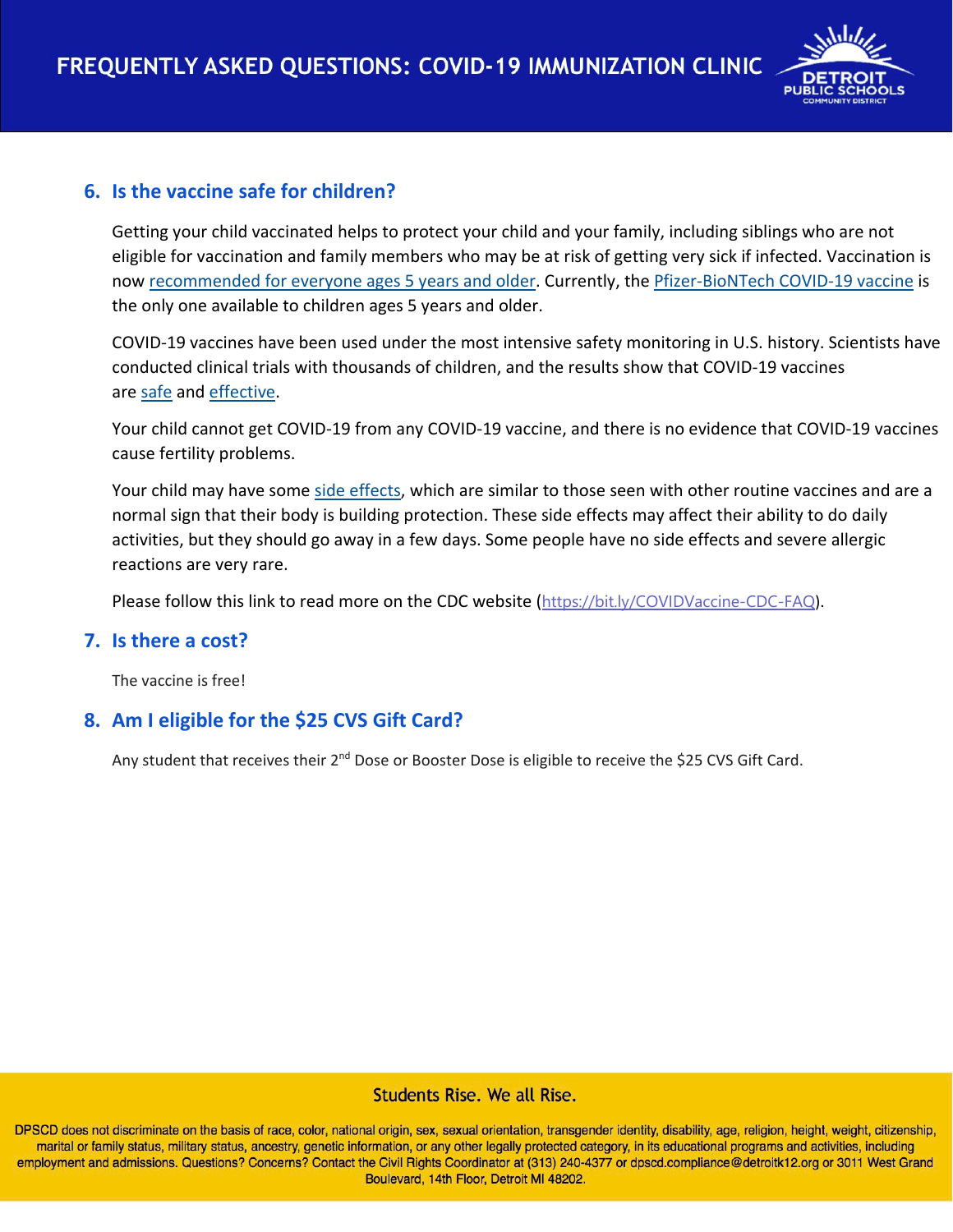## 6. Is the vaccine safe for children?

Getting your child vaccinated helps to protect your child and your family, including siblings who are not eligible for vaccination and family members who may be at risk of getting very sick if infected. Vaccination is now recommended for everyone ages 5 years and older. Currently, the Pfizer-BioNTech COVID-19 vaccine is the only one available to children ages 5 years and older.

COVID-19 vaccines have been used under the most intensive safety monitoring in U.S. history. Scientists have conducted clinical trials with thousands of children, and the results show that COVID-19 vaccines are safe and effective.

Your child cannot get COVID-19 from any COVID-19 vaccine, and there is no evidence that COVID-19 vaccines cause fertility problems.

Your child may have some side effects, which are similar to those seen with other routine vaccines and are a normal sign that their body is building protection. These side effects may affect their ability to do daily activities, but they should go away in a few days. Some people have no side effects and severe allergic reactions are very rare.

Please follow this link to read more on the CDC website (https://bit.ly/COVIDVaccine-CDC-FAQ).

## 7. Is there a cost?

The vaccine is free!

## 8. Am I eligible for the $25 CVS Gift Card?

Any student that receives their 2nd Dose or Booster Dose is eligible to receive the $25 CVS Gift Card.

Students Rise. We all Rise.

DPSCD does not discriminate on the basis of race, color, national origin, sex, sexual orientation, transgender identity, disability, age, religion, height, weight, citizenship, marital or family status, military status, ancestry, genetic information, or any other legally protected category, in its educational programs and activities, including employment and admissions. Questions? Concerns? Contact the Civil Rights Coordinator at (313) 240-4377 or dpscd.compliance@detroitk12.org or 3011 West Grand Boulevard, 14th Floor, Detroit MI 48202.